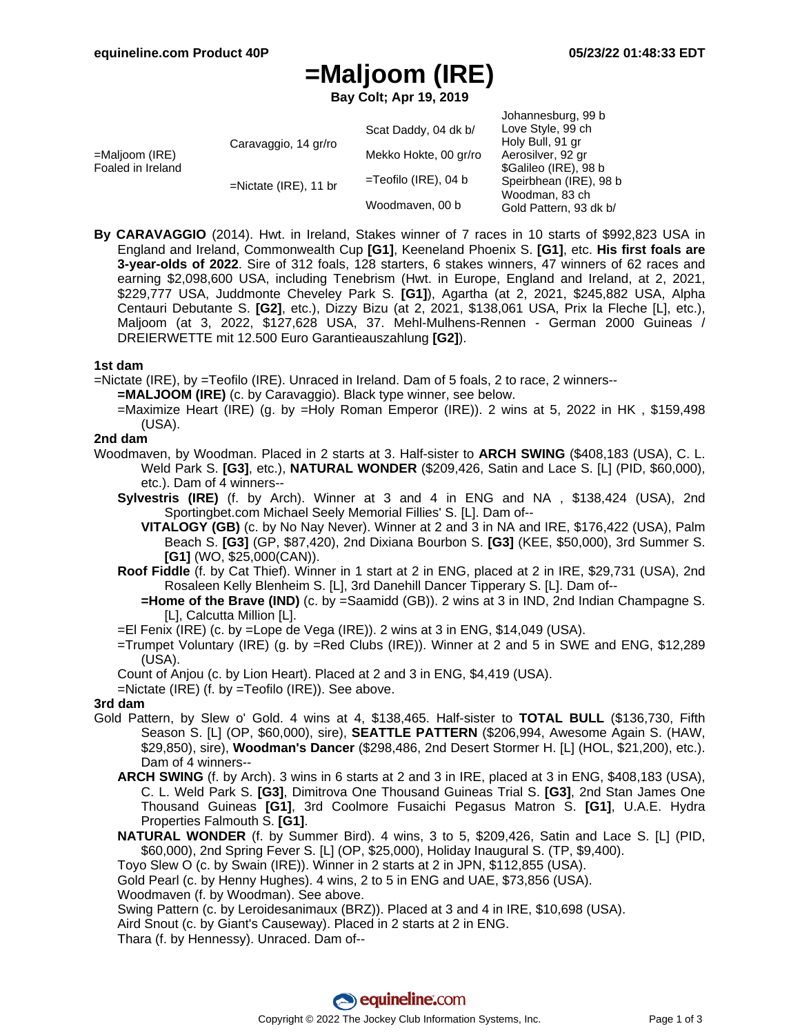# =Maljoom (IRE)

**Bay Colt; Apr 19, 2019**

| | | | |
|---|---|---|---|
| =Maljoom (IRE) Foaled in Ireland | Caravaggio, 14 gr/ro | Scat Daddy, 04 dk b/ | Johannesburg, 99 b |
| | | | Love Style, 99 ch |
| | | Mekko Hokte, 00 gr/ro | Holy Bull, 91 gr |
| | | | Aerosilver, 92 gr |
| | =Nictate (IRE), 11 br | =Teofilo (IRE), 04 b | $Galileo (IRE), 98 b |
| | | | Speirbhean (IRE), 98 b |
| | | Woodmaven, 00 b | Woodman, 83 ch |
| | | | Gold Pattern, 93 dk b/ |

**By CARAVAGGIO** (2014). Hwt. in Ireland, Stakes winner of 7 races in 10 starts of $992,823 USA in England and Ireland, Commonwealth Cup **[G1]**, Keeneland Phoenix S. **[G1]**, etc. **His first foals are 3-year-olds of 2022**. Sire of 312 foals, 128 starters, 6 stakes winners, 47 winners of 62 races and earning $2,098,600 USA, including Tenebrism (Hwt. in Europe, England and Ireland, at 2, 2021, $229,777 USA, Juddmonte Cheveley Park S. **[G1]**), Agartha (at 2, 2021, $245,882 USA, Alpha Centauri Debutante S. **[G2]**, etc.), Dizzy Bizu (at 2, 2021, $138,061 USA, Prix la Fleche [L], etc.), Maljoom (at 3, 2022, $127,628 USA, 37. Mehl-Mulhens-Rennen - German 2000 Guineas / DREIERWETTE mit 12.500 Euro Garantieauszahlung **[G2]**).

**1st dam**

=Nictate (IRE), by =Teofilo (IRE). Unraced in Ireland. Dam of 5 foals, 2 to race, 2 winners--

**=MALJOOM (IRE)** (c. by Caravaggio). Black type winner, see below.

=Maximize Heart (IRE) (g. by =Holy Roman Emperor (IRE)). 2 wins at 5, 2022 in HK , $159,498 (USA).

**2nd dam**

Woodmaven, by Woodman. Placed in 2 starts at 3. Half-sister to **ARCH SWING** ($408,183 (USA), C. L. Weld Park S. **[G3]**, etc.), **NATURAL WONDER** ($209,426, Satin and Lace S. [L] (PID, $60,000), etc.). Dam of 4 winners--

**Sylvestris (IRE)** (f. by Arch). Winner at 3 and 4 in ENG and NA , $138,424 (USA), 2nd Sportingbet.com Michael Seely Memorial Fillies' S. [L]. Dam of--

**VITALOGY (GB)** (c. by No Nay Never). Winner at 2 and 3 in NA and IRE, $176,422 (USA), Palm Beach S. **[G3]** (GP, $87,420), 2nd Dixiana Bourbon S. **[G3]** (KEE, $50,000), 3rd Summer S. **[G1]** (WO, $25,000(CAN)).

**Roof Fiddle** (f. by Cat Thief). Winner in 1 start at 2 in ENG, placed at 2 in IRE, $29,731 (USA), 2nd Rosaleen Kelly Blenheim S. [L], 3rd Danehill Dancer Tipperary S. [L]. Dam of--

**=Home of the Brave (IND)** (c. by =Saamidd (GB)). 2 wins at 3 in IND, 2nd Indian Champagne S. [L], Calcutta Million [L].

=El Fenix (IRE) (c. by =Lope de Vega (IRE)). 2 wins at 3 in ENG, $14,049 (USA).

=Trumpet Voluntary (IRE) (g. by =Red Clubs (IRE)). Winner at 2 and 5 in SWE and ENG, $12,289 (USA).

Count of Anjou (c. by Lion Heart). Placed at 2 and 3 in ENG, $4,419 (USA).

=Nictate (IRE) (f. by =Teofilo (IRE)). See above.

**3rd dam**

Gold Pattern, by Slew o' Gold. 4 wins at 4, $138,465. Half-sister to **TOTAL BULL** ($136,730, Fifth Season S. [L] (OP, $60,000), sire), **SEATTLE PATTERN** ($206,994, Awesome Again S. (HAW, $29,850), sire), **Woodman's Dancer** ($298,486, 2nd Desert Stormer H. [L] (HOL, $21,200), etc.). Dam of 4 winners--

**ARCH SWING** (f. by Arch). 3 wins in 6 starts at 2 and 3 in IRE, placed at 3 in ENG, $408,183 (USA), C. L. Weld Park S. **[G3]**, Dimitrova One Thousand Guineas Trial S. **[G3]**, 2nd Stan James One Thousand Guineas **[G1]**, 3rd Coolmore Fusaichi Pegasus Matron S. **[G1]**, U.A.E. Hydra Properties Falmouth S. **[G1]**.

**NATURAL WONDER** (f. by Summer Bird). 4 wins, 3 to 5, $209,426, Satin and Lace S. [L] (PID, $60,000), 2nd Spring Fever S. [L] (OP, $25,000), Holiday Inaugural S. (TP, $9,400).

Toyo Slew O (c. by Swain (IRE)). Winner in 2 starts at 2 in JPN, $112,855 (USA).

Gold Pearl (c. by Henny Hughes). 4 wins, 2 to 5 in ENG and UAE, $73,856 (USA).

Woodmaven (f. by Woodman). See above.

Swing Pattern (c. by Leroidesanimaux (BRZ)). Placed at 3 and 4 in IRE, $10,698 (USA).

Aird Snout (c. by Giant's Causeway). Placed in 2 starts at 2 in ENG.

Thara (f. by Hennessy). Unraced. Dam of--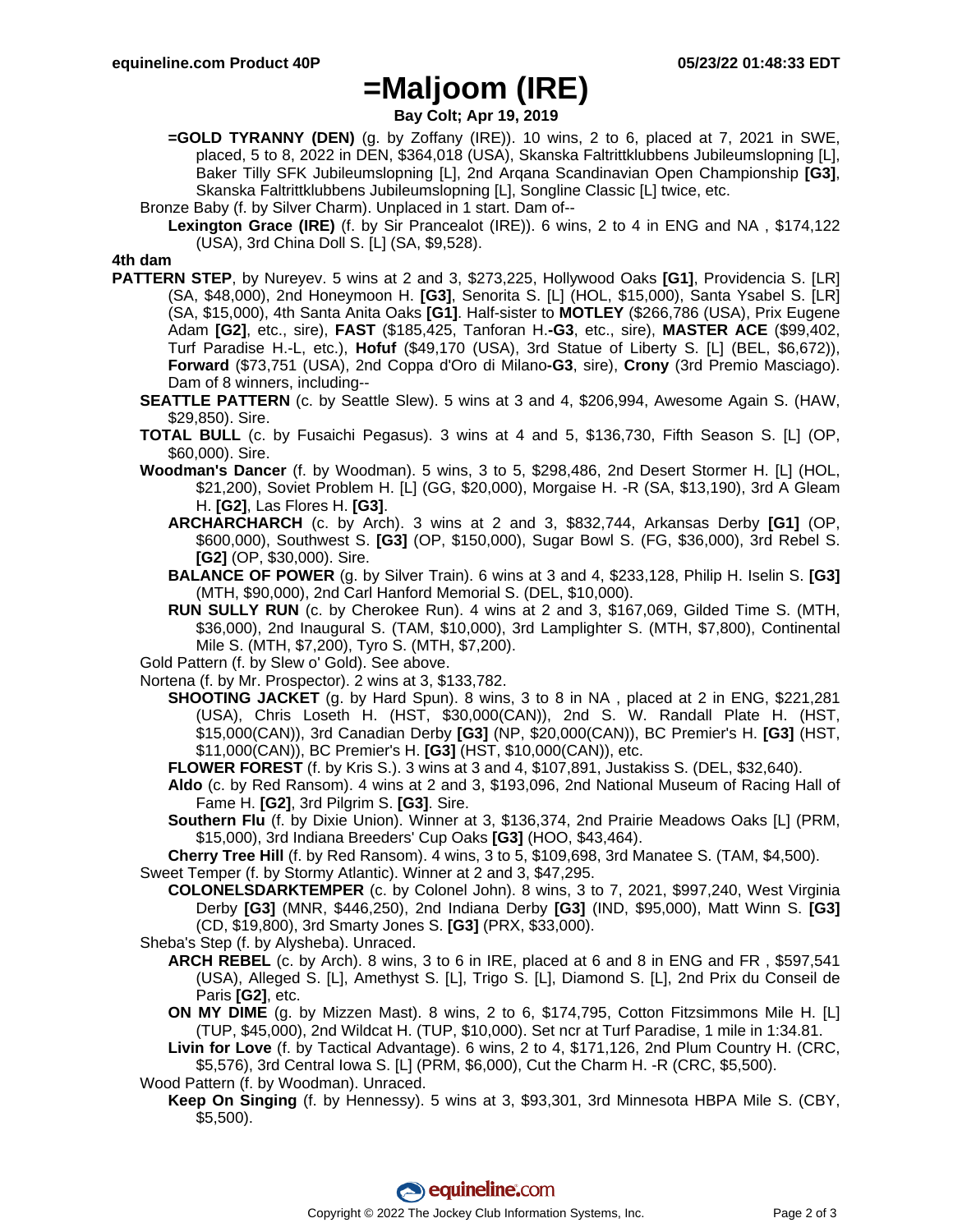# =Maljoom (IRE)

**Bay Colt; Apr 19, 2019**

**=GOLD TYRANNY (DEN)** (g. by Zoffany (IRE)). 10 wins, 2 to 6, placed at 7, 2021 in SWE, placed, 5 to 8, 2022 in DEN, $364,018 (USA), Skanska Faltrittklubbens Jubileumslopning [L], Baker Tilly SFK Jubileumslopning [L], 2nd Arqana Scandinavian Open Championship **[G3]**, Skanska Faltrittklubbens Jubileumslopning [L], Songline Classic [L] twice, etc.

Bronze Baby (f. by Silver Charm). Unplaced in 1 start. Dam of--

**Lexington Grace (IRE)** (f. by Sir Prancealot (IRE)). 6 wins, 2 to 4 in ENG and NA , $174,122 (USA), 3rd China Doll S. [L] (SA, $9,528).

**4th dam**

**PATTERN STEP**, by Nureyev. 5 wins at 2 and 3, $273,225, Hollywood Oaks **[G1]**, Providencia S. [LR] (SA, $48,000), 2nd Honeymoon H. **[G3]**, Senorita S. [L] (HOL, $15,000), Santa Ysabel S. [LR] (SA, $15,000), 4th Santa Anita Oaks **[G1]**. Half-sister to **MOTLEY** ($266,786 (USA), Prix Eugene Adam **[G2]**, etc., sire), **FAST** ($185,425, Tanforan H.**-G3**, etc., sire), **MASTER ACE** ($99,402, Turf Paradise H.-L, etc.), **Hofuf** ($49,170 (USA), 3rd Statue of Liberty S. [L] (BEL, $6,672)), **Forward** ($73,751 (USA), 2nd Coppa d'Oro di Milano**-G3**, sire), **Crony** (3rd Premio Masciago). Dam of 8 winners, including--

**SEATTLE PATTERN** (c. by Seattle Slew). 5 wins at 3 and 4, $206,994, Awesome Again S. (HAW, $29,850). Sire.

**TOTAL BULL** (c. by Fusaichi Pegasus). 3 wins at 4 and 5, $136,730, Fifth Season S. [L] (OP, $60,000). Sire.

**Woodman's Dancer** (f. by Woodman). 5 wins, 3 to 5, $298,486, 2nd Desert Stormer H. [L] (HOL, $21,200), Soviet Problem H. [L] (GG, $20,000), Morgaise H. -R (SA, $13,190), 3rd A Gleam H. **[G2]**, Las Flores H. **[G3]**.

**ARCHARCHARCH** (c. by Arch). 3 wins at 2 and 3, $832,744, Arkansas Derby **[G1]** (OP, $600,000), Southwest S. **[G3]** (OP, $150,000), Sugar Bowl S. (FG, $36,000), 3rd Rebel S. **[G2]** (OP, $30,000). Sire.

**BALANCE OF POWER** (g. by Silver Train). 6 wins at 3 and 4, $233,128, Philip H. Iselin S. **[G3]** (MTH, $90,000), 2nd Carl Hanford Memorial S. (DEL, $10,000).

**RUN SULLY RUN** (c. by Cherokee Run). 4 wins at 2 and 3, $167,069, Gilded Time S. (MTH, $36,000), 2nd Inaugural S. (TAM, $10,000), 3rd Lamplighter S. (MTH, $7,800), Continental Mile S. (MTH, $7,200), Tyro S. (MTH, $7,200).

Gold Pattern (f. by Slew o' Gold). See above.

Nortena (f. by Mr. Prospector). 2 wins at 3, $133,782.

**SHOOTING JACKET** (g. by Hard Spun). 8 wins, 3 to 8 in NA , placed at 2 in ENG, $221,281 (USA), Chris Loseth H. (HST, $30,000(CAN)), 2nd S. W. Randall Plate H. (HST, $15,000(CAN)), 3rd Canadian Derby **[G3]** (NP, $20,000(CAN)), BC Premier's H. **[G3]** (HST, $11,000(CAN)), BC Premier's H. **[G3]** (HST, $10,000(CAN)), etc.

**FLOWER FOREST** (f. by Kris S.). 3 wins at 3 and 4, $107,891, Justakiss S. (DEL, $32,640).

**Aldo** (c. by Red Ransom). 4 wins at 2 and 3, $193,096, 2nd National Museum of Racing Hall of Fame H. **[G2]**, 3rd Pilgrim S. **[G3]**. Sire.

**Southern Flu** (f. by Dixie Union). Winner at 3, $136,374, 2nd Prairie Meadows Oaks [L] (PRM, $15,000), 3rd Indiana Breeders' Cup Oaks **[G3]** (HOO, $43,464).

**Cherry Tree Hill** (f. by Red Ransom). 4 wins, 3 to 5, $109,698, 3rd Manatee S. (TAM, $4,500).

Sweet Temper (f. by Stormy Atlantic). Winner at 2 and 3, $47,295.

**COLONELSDARKTEMPER** (c. by Colonel John). 8 wins, 3 to 7, 2021, $997,240, West Virginia Derby **[G3]** (MNR, $446,250), 2nd Indiana Derby **[G3]** (IND, $95,000), Matt Winn S. **[G3]** (CD, $19,800), 3rd Smarty Jones S. **[G3]** (PRX, $33,000).

Sheba's Step (f. by Alysheba). Unraced.

**ARCH REBEL** (c. by Arch). 8 wins, 3 to 6 in IRE, placed at 6 and 8 in ENG and FR , $597,541 (USA), Alleged S. [L], Amethyst S. [L], Trigo S. [L], Diamond S. [L], 2nd Prix du Conseil de Paris **[G2]**, etc.

**ON MY DIME** (g. by Mizzen Mast). 8 wins, 2 to 6, $174,795, Cotton Fitzsimmons Mile H. [L] (TUP, $45,000), 2nd Wildcat H. (TUP, $10,000). Set ncr at Turf Paradise, 1 mile in 1:34.81.

**Livin for Love** (f. by Tactical Advantage). 6 wins, 2 to 4, $171,126, 2nd Plum Country H. (CRC, $5,576), 3rd Central Iowa S. [L] (PRM, $6,000), Cut the Charm H. -R (CRC, $5,500).

Wood Pattern (f. by Woodman). Unraced.

**Keep On Singing** (f. by Hennessy). 5 wins at 3, $93,301, 3rd Minnesota HBPA Mile S. (CBY, $5,500).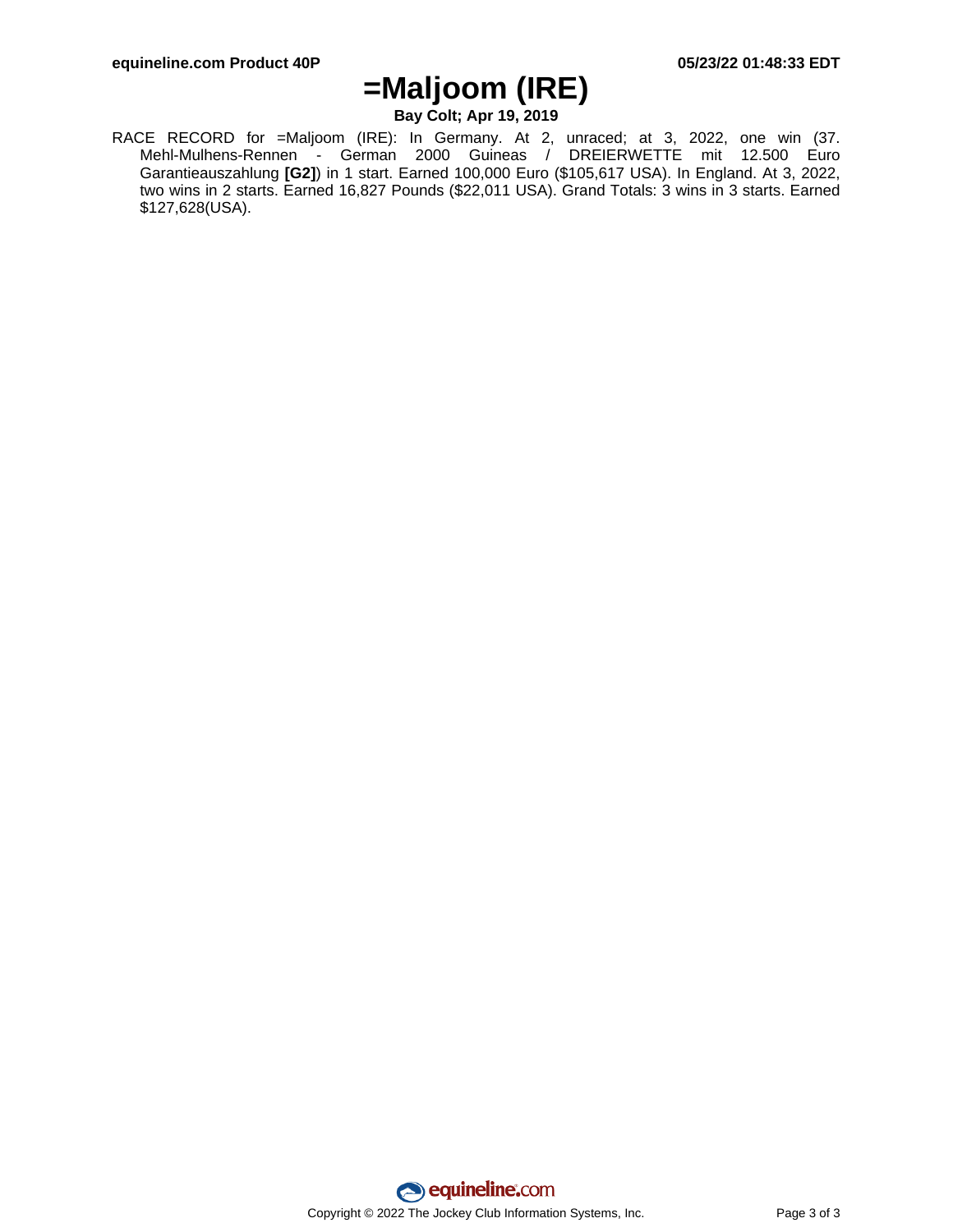# =Maljoom (IRE)

**Bay Colt; Apr 19, 2019**

RACE RECORD for =Maljoom (IRE): In Germany. At 2, unraced; at 3, 2022, one win (37. Mehl-Mulhens-Rennen - German 2000 Guineas / DREIERWETTE mit 12.500 Euro Garantieauszahlung **[G2]**) in 1 start. Earned 100,000 Euro ($105,617 USA). In England. At 3, 2022, two wins in 2 starts. Earned 16,827 Pounds ($22,011 USA). Grand Totals: 3 wins in 3 starts. Earned $127,628(USA).